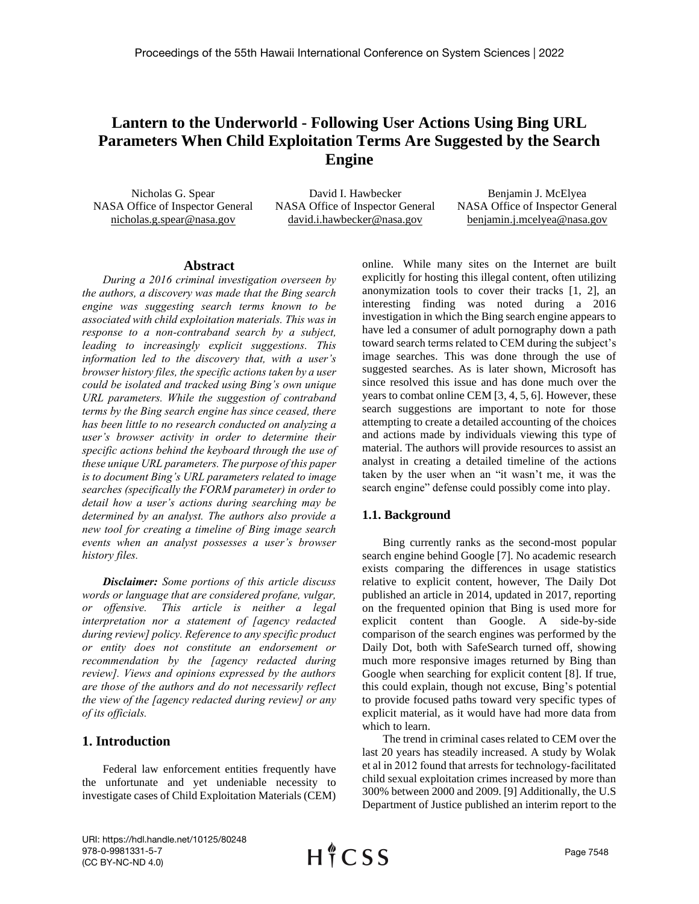# Lantern to the Underworld - Following User Actions Using Bing URL Parameters When Child Exploitation Terms Are Suggested by the Search Engine

Nicholas G. Spear
NASA Office of Inspector General
nicholas.g.spear@nasa.gov

David I. Hawbecker
NASA Office of Inspector General
david.i.hawbecker@nasa.gov

Benjamin J. McElyea
NASA Office of Inspector General
benjamin.j.mcelyea@nasa.gov

## Abstract

*During a 2016 criminal investigation overseen by the authors, a discovery was made that the Bing search engine was suggesting search terms known to be associated with child exploitation materials. This was in response to a non-contraband search by a subject, leading to increasingly explicit suggestions. This information led to the discovery that, with a user's browser history files, the specific actions taken by a user could be isolated and tracked using Bing's own unique URL parameters. While the suggestion of contraband terms by the Bing search engine has since ceased, there has been little to no research conducted on analyzing a user's browser activity in order to determine their specific actions behind the keyboard through the use of these unique URL parameters. The purpose of this paper is to document Bing's URL parameters related to image searches (specifically the FORM parameter) in order to detail how a user's actions during searching may be determined by an analyst. The authors also provide a new tool for creating a timeline of Bing image search events when an analyst possesses a user's browser history files.*

***Disclaimer:*** *Some portions of this article discuss words or language that are considered profane, vulgar, or offensive. This article is neither a legal interpretation nor a statement of [agency redacted during review] policy. Reference to any specific product or entity does not constitute an endorsement or recommendation by the [agency redacted during review]. Views and opinions expressed by the authors are those of the authors and do not necessarily reflect the view of the [agency redacted during review] or any of its officials.*

## 1. Introduction

Federal law enforcement entities frequently have the unfortunate and yet undeniable necessity to investigate cases of Child Exploitation Materials (CEM) online. While many sites on the Internet are built explicitly for hosting this illegal content, often utilizing anonymization tools to cover their tracks [1, 2], an interesting finding was noted during a 2016 investigation in which the Bing search engine appears to have led a consumer of adult pornography down a path toward search terms related to CEM during the subject's image searches. This was done through the use of suggested searches. As is later shown, Microsoft has since resolved this issue and has done much over the years to combat online CEM [3, 4, 5, 6]. However, these search suggestions are important to note for those attempting to create a detailed accounting of the choices and actions made by individuals viewing this type of material. The authors will provide resources to assist an analyst in creating a detailed timeline of the actions taken by the user when an "it wasn't me, it was the search engine" defense could possibly come into play.

### 1.1. Background

Bing currently ranks as the second-most popular search engine behind Google [7]. No academic research exists comparing the differences in usage statistics relative to explicit content, however, The Daily Dot published an article in 2014, updated in 2017, reporting on the frequented opinion that Bing is used more for explicit content than Google. A side-by-side comparison of the search engines was performed by the Daily Dot, both with SafeSearch turned off, showing much more responsive images returned by Bing than Google when searching for explicit content [8]. If true, this could explain, though not excuse, Bing's potential to provide focused paths toward very specific types of explicit material, as it would have had more data from which to learn.

The trend in criminal cases related to CEM over the last 20 years has steadily increased. A study by Wolak et al in 2012 found that arrests for technology-facilitated child sexual exploitation crimes increased by more than 300% between 2000 and 2009. [9] Additionally, the U.S Department of Justice published an interim report to the

URI: https://hdl.handle.net/10125/80248
978-0-9981331-5-7
(CC BY-NC-ND 4.0)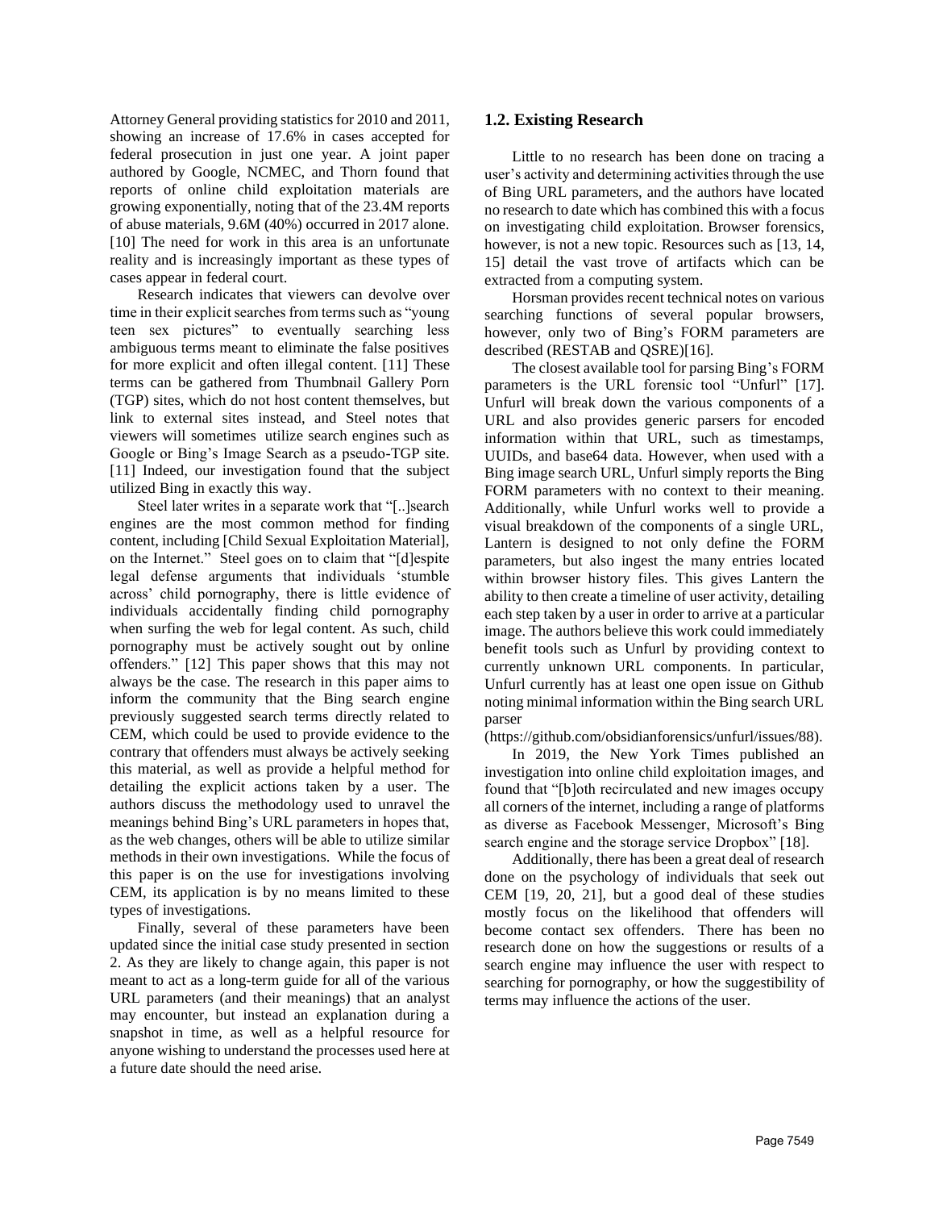Attorney General providing statistics for 2010 and 2011, showing an increase of 17.6% in cases accepted for federal prosecution in just one year. A joint paper authored by Google, NCMEC, and Thorn found that reports of online child exploitation materials are growing exponentially, noting that of the 23.4M reports of abuse materials, 9.6M (40%) occurred in 2017 alone. [10] The need for work in this area is an unfortunate reality and is increasingly important as these types of cases appear in federal court.

Research indicates that viewers can devolve over time in their explicit searches from terms such as "young teen sex pictures" to eventually searching less ambiguous terms meant to eliminate the false positives for more explicit and often illegal content. [11] These terms can be gathered from Thumbnail Gallery Porn (TGP) sites, which do not host content themselves, but link to external sites instead, and Steel notes that viewers will sometimes utilize search engines such as Google or Bing's Image Search as a pseudo-TGP site. [11] Indeed, our investigation found that the subject utilized Bing in exactly this way.

Steel later writes in a separate work that "[..]search engines are the most common method for finding content, including [Child Sexual Exploitation Material], on the Internet." Steel goes on to claim that "[d]espite legal defense arguments that individuals 'stumble across' child pornography, there is little evidence of individuals accidentally finding child pornography when surfing the web for legal content. As such, child pornography must be actively sought out by online offenders." [12] This paper shows that this may not always be the case. The research in this paper aims to inform the community that the Bing search engine previously suggested search terms directly related to CEM, which could be used to provide evidence to the contrary that offenders must always be actively seeking this material, as well as provide a helpful method for detailing the explicit actions taken by a user. The authors discuss the methodology used to unravel the meanings behind Bing's URL parameters in hopes that, as the web changes, others will be able to utilize similar methods in their own investigations. While the focus of this paper is on the use for investigations involving CEM, its application is by no means limited to these types of investigations.

Finally, several of these parameters have been updated since the initial case study presented in section 2. As they are likely to change again, this paper is not meant to act as a long-term guide for all of the various URL parameters (and their meanings) that an analyst may encounter, but instead an explanation during a snapshot in time, as well as a helpful resource for anyone wishing to understand the processes used here at a future date should the need arise.

## 1.2. Existing Research

Little to no research has been done on tracing a user's activity and determining activities through the use of Bing URL parameters, and the authors have located no research to date which has combined this with a focus on investigating child exploitation. Browser forensics, however, is not a new topic. Resources such as [13, 14, 15] detail the vast trove of artifacts which can be extracted from a computing system.

Horsman provides recent technical notes on various searching functions of several popular browsers, however, only two of Bing's FORM parameters are described (RESTAB and QSRE)[16].

The closest available tool for parsing Bing's FORM parameters is the URL forensic tool "Unfurl" [17]. Unfurl will break down the various components of a URL and also provides generic parsers for encoded information within that URL, such as timestamps, UUIDs, and base64 data. However, when used with a Bing image search URL, Unfurl simply reports the Bing FORM parameters with no context to their meaning. Additionally, while Unfurl works well to provide a visual breakdown of the components of a single URL, Lantern is designed to not only define the FORM parameters, but also ingest the many entries located within browser history files. This gives Lantern the ability to then create a timeline of user activity, detailing each step taken by a user in order to arrive at a particular image. The authors believe this work could immediately benefit tools such as Unfurl by providing context to currently unknown URL components. In particular, Unfurl currently has at least one open issue on Github noting minimal information within the Bing search URL parser (https://github.com/obsidianforensics/unfurl/issues/88).

In 2019, the New York Times published an investigation into online child exploitation images, and found that "[b]oth recirculated and new images occupy all corners of the internet, including a range of platforms as diverse as Facebook Messenger, Microsoft's Bing search engine and the storage service Dropbox" [18].

Additionally, there has been a great deal of research done on the psychology of individuals that seek out CEM [19, 20, 21], but a good deal of these studies mostly focus on the likelihood that offenders will become contact sex offenders. There has been no research done on how the suggestions or results of a search engine may influence the user with respect to searching for pornography, or how the suggestibility of terms may influence the actions of the user.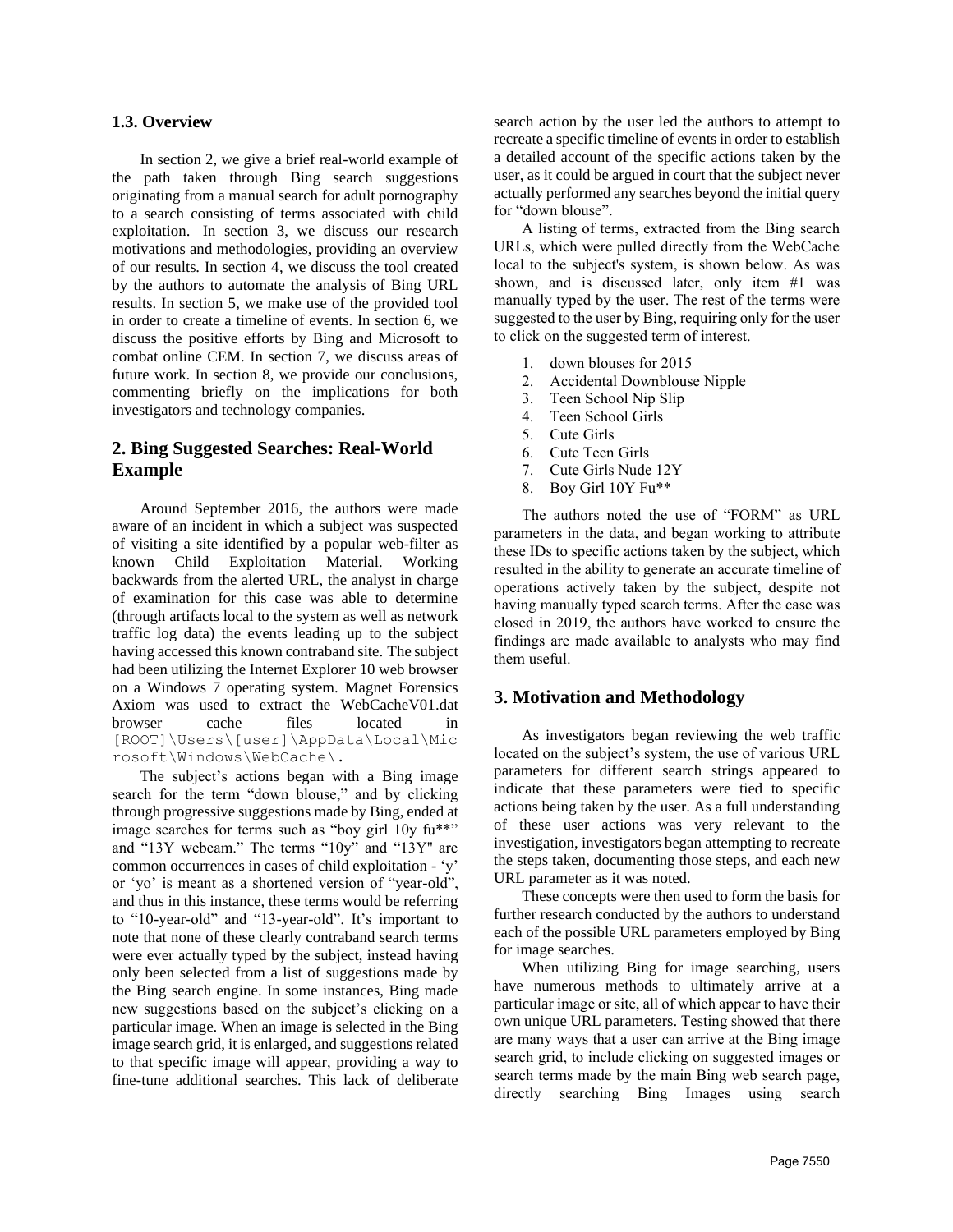### 1.3. Overview

In section 2, we give a brief real-world example of the path taken through Bing search suggestions originating from a manual search for adult pornography to a search consisting of terms associated with child exploitation. In section 3, we discuss our research motivations and methodologies, providing an overview of our results. In section 4, we discuss the tool created by the authors to automate the analysis of Bing URL results. In section 5, we make use of the provided tool in order to create a timeline of events. In section 6, we discuss the positive efforts by Bing and Microsoft to combat online CEM. In section 7, we discuss areas of future work. In section 8, we provide our conclusions, commenting briefly on the implications for both investigators and technology companies.

## 2. Bing Suggested Searches: Real-World Example

Around September 2016, the authors were made aware of an incident in which a subject was suspected of visiting a site identified by a popular web-filter as known Child Exploitation Material. Working backwards from the alerted URL, the analyst in charge of examination for this case was able to determine (through artifacts local to the system as well as network traffic log data) the events leading up to the subject having accessed this known contraband site. The subject had been utilizing the Internet Explorer 10 web browser on a Windows 7 operating system. Magnet Forensics Axiom was used to extract the WebCacheV01.dat browser cache files located in `[ROOT]\Users\[user]\AppData\Local\Microsoft\Windows\WebCache\`.

The subject's actions began with a Bing image search for the term "down blouse," and by clicking through progressive suggestions made by Bing, ended at image searches for terms such as "boy girl 10y fu**" and "13Y webcam." The terms "10y" and "13Y" are common occurrences in cases of child exploitation - 'y' or 'yo' is meant as a shortened version of "year-old", and thus in this instance, these terms would be referring to "10-year-old" and "13-year-old". It's important to note that none of these clearly contraband search terms were ever actually typed by the subject, instead having only been selected from a list of suggestions made by the Bing search engine. In some instances, Bing made new suggestions based on the subject's clicking on a particular image. When an image is selected in the Bing image search grid, it is enlarged, and suggestions related to that specific image will appear, providing a way to fine-tune additional searches. This lack of deliberate search action by the user led the authors to attempt to recreate a specific timeline of events in order to establish a detailed account of the specific actions taken by the user, as it could be argued in court that the subject never actually performed any searches beyond the initial query for "down blouse".

A listing of terms, extracted from the Bing search URLs, which were pulled directly from the WebCache local to the subject's system, is shown below. As was shown, and is discussed later, only item #1 was manually typed by the user. The rest of the terms were suggested to the user by Bing, requiring only for the user to click on the suggested term of interest.

1. down blouses for 2015
2. Accidental Downblouse Nipple
3. Teen School Nip Slip
4. Teen School Girls
5. Cute Girls
6. Cute Teen Girls
7. Cute Girls Nude 12Y
8. Boy Girl 10Y Fu**

The authors noted the use of "FORM" as URL parameters in the data, and began working to attribute these IDs to specific actions taken by the subject, which resulted in the ability to generate an accurate timeline of operations actively taken by the subject, despite not having manually typed search terms. After the case was closed in 2019, the authors have worked to ensure the findings are made available to analysts who may find them useful.

## 3. Motivation and Methodology

As investigators began reviewing the web traffic located on the subject's system, the use of various URL parameters for different search strings appeared to indicate that these parameters were tied to specific actions being taken by the user. As a full understanding of these user actions was very relevant to the investigation, investigators began attempting to recreate the steps taken, documenting those steps, and each new URL parameter as it was noted.

These concepts were then used to form the basis for further research conducted by the authors to understand each of the possible URL parameters employed by Bing for image searches.

When utilizing Bing for image searching, users have numerous methods to ultimately arrive at a particular image or site, all of which appear to have their own unique URL parameters. Testing showed that there are many ways that a user can arrive at the Bing image search grid, to include clicking on suggested images or search terms made by the main Bing web search page, directly searching Bing Images using search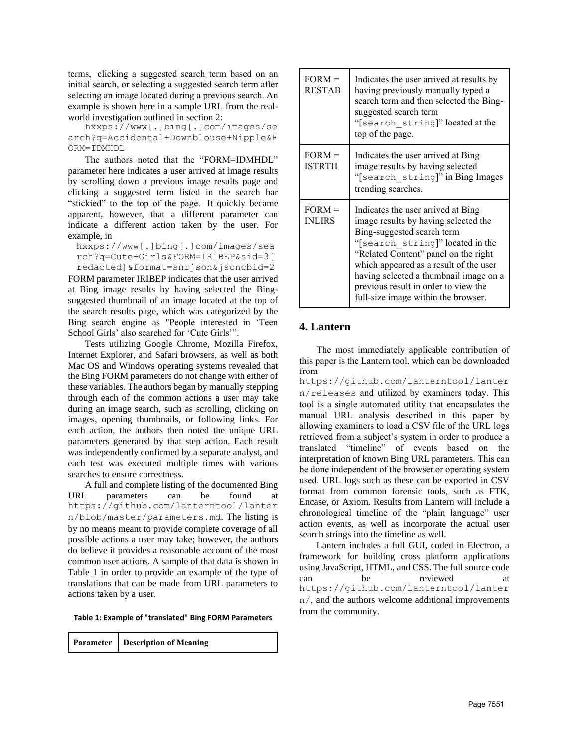terms, clicking a suggested search term based on an initial search, or selecting a suggested search term after selecting an image located during a previous search. An example is shown here in a sample URL from the real-world investigation outlined in section 2:

`hxxps://www[.]bing[.]com/images/search?q=Accidental+Downblouse+Nipple&FORM=IDMHDL`

The authors noted that the "FORM=IDMHDL" parameter here indicates a user arrived at image results by scrolling down a previous image results page and clicking a suggested term listed in the search bar "stickied" to the top of the page. It quickly became apparent, however, that a different parameter can indicate a different action taken by the user. For example, in

`hxxps://www[.]bing[.]com/images/search?q=Cute+Girls&FORM=IRIBEP&sid=3[redacted]&format=snrjson&jsoncbid=2`

FORM parameter IRIBEP indicates that the user arrived at Bing image results by having selected the Bing-suggested thumbnail of an image located at the top of the search results page, which was categorized by the Bing search engine as "People interested in 'Teen School Girls' also searched for 'Cute Girls'".

Tests utilizing Google Chrome, Mozilla Firefox, Internet Explorer, and Safari browsers, as well as both Mac OS and Windows operating systems revealed that the Bing FORM parameters do not change with either of these variables. The authors began by manually stepping through each of the common actions a user may take during an image search, such as scrolling, clicking on images, opening thumbnails, or following links. For each action, the authors then noted the unique URL parameters generated by that step action. Each result was independently confirmed by a separate analyst, and each test was executed multiple times with various searches to ensure correctness.

A full and complete listing of the documented Bing URL parameters can be found at `https://github.com/lanterntool/lantern/blob/master/parameters.md`. The listing is by no means meant to provide complete coverage of all possible actions a user may take; however, the authors do believe it provides a reasonable account of the most common user actions. A sample of that data is shown in Table 1 in order to provide an example of the type of translations that can be made from URL parameters to actions taken by a user.

**Table 1: Example of "translated" Bing FORM Parameters**

| Parameter | Description of Meaning |
|---|---|
| FORM = RESTAB | Indicates the user arrived at results by having previously manually typed a search term and then selected the Bing-suggested search term "[search_string]" located at the top of the page. |
| FORM = ISTRTH | Indicates the user arrived at Bing image results by having selected "[search_string]" in Bing Images trending searches. |
| FORM = INLIRS | Indicates the user arrived at Bing image results by having selected the Bing-suggested search term "[search_string]" located in the "Related Content" panel on the right which appeared as a result of the user having selected a thumbnail image on a previous result in order to view the full-size image within the browser. |

## 4. Lantern

The most immediately applicable contribution of this paper is the Lantern tool, which can be downloaded from `https://github.com/lanterntool/lantern/releases` and utilized by examiners today. This tool is a single automated utility that encapsulates the manual URL analysis described in this paper by allowing examiners to load a CSV file of the URL logs retrieved from a subject's system in order to produce a translated "timeline" of events based on the interpretation of known Bing URL parameters. This can be done independent of the browser or operating system used. URL logs such as these can be exported in CSV format from common forensic tools, such as FTK, Encase, or Axiom. Results from Lantern will include a chronological timeline of the "plain language" user action events, as well as incorporate the actual user search strings into the timeline as well.

Lantern includes a full GUI, coded in Electron, a framework for building cross platform applications using JavaScript, HTML, and CSS. The full source code can be reviewed at `https://github.com/lanterntool/lantern/`, and the authors welcome additional improvements from the community.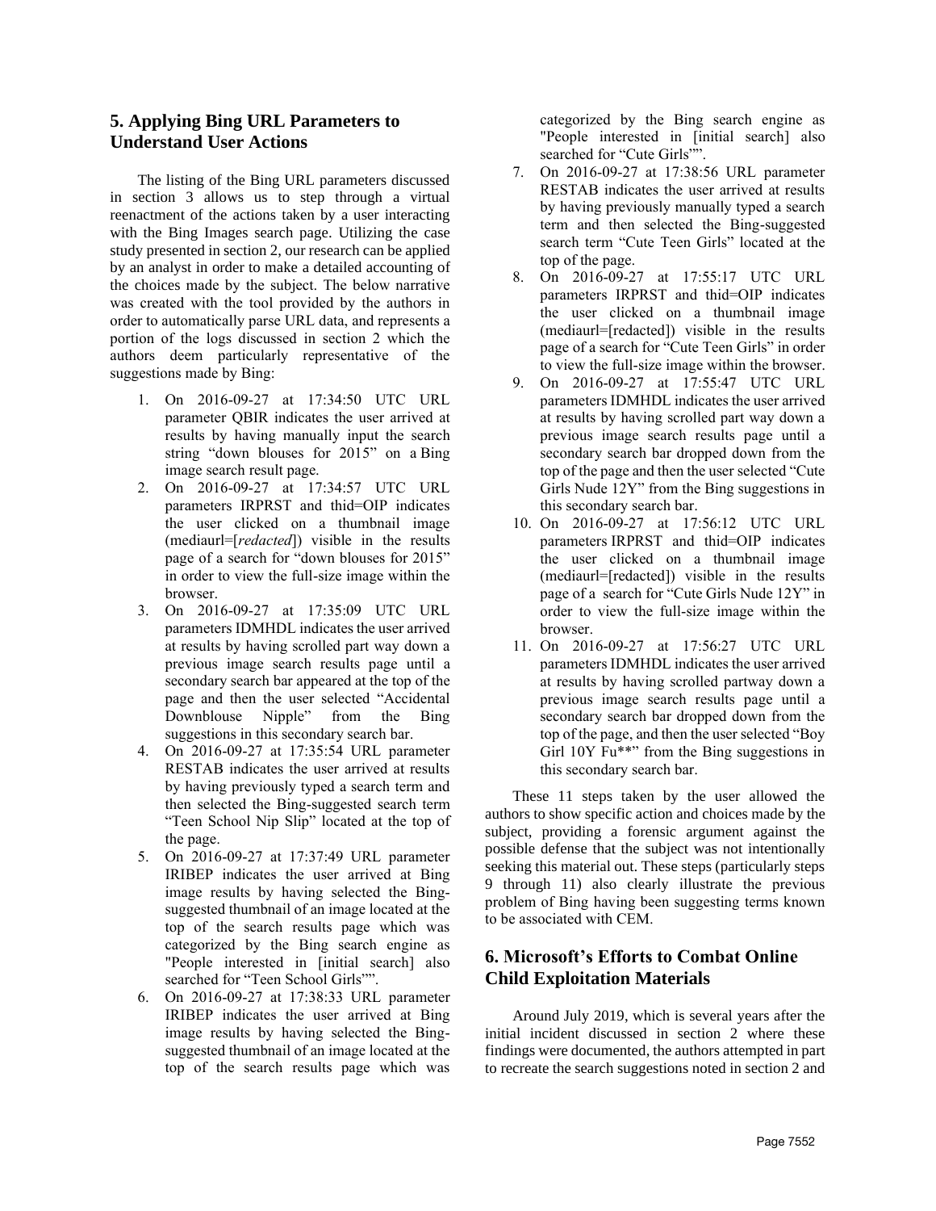## 5. Applying Bing URL Parameters to Understand User Actions

The listing of the Bing URL parameters discussed in section 3 allows us to step through a virtual reenactment of the actions taken by a user interacting with the Bing Images search page. Utilizing the case study presented in section 2, our research can be applied by an analyst in order to make a detailed accounting of the choices made by the subject. The below narrative was created with the tool provided by the authors in order to automatically parse URL data, and represents a portion of the logs discussed in section 2 which the authors deem particularly representative of the suggestions made by Bing:

1. On 2016-09-27 at 17:34:50 UTC URL parameter QBIR indicates the user arrived at results by having manually input the search string "down blouses for 2015" on a Bing image search result page.
2. On 2016-09-27 at 17:34:57 UTC URL parameters IRPRST and thid=OIP indicates the user clicked on a thumbnail image (mediaurl=[*redacted*]) visible in the results page of a search for "down blouses for 2015" in order to view the full-size image within the browser.
3. On 2016-09-27 at 17:35:09 UTC URL parameters IDMHDL indicates the user arrived at results by having scrolled part way down a previous image search results page until a secondary search bar appeared at the top of the page and then the user selected "Accidental Downblouse Nipple" from the Bing suggestions in this secondary search bar.
4. On 2016-09-27 at 17:35:54 UTC URL parameter RESTAB indicates the user arrived at results by having previously typed a search term and then selected the Bing-suggested search term "Teen School Nip Slip" located at the top of the page.
5. On 2016-09-27 at 17:37:49 URL parameter IRIBEP indicates the user arrived at Bing image results by having selected the Bing-suggested thumbnail of an image located at the top of the search results page which was categorized by the Bing search engine as "People interested in [initial search] also searched for "Teen School Girls"".
6. On 2016-09-27 at 17:38:33 URL parameter IRIBEP indicates the user arrived at Bing image results by having selected the Bing-suggested thumbnail of an image located at the top of the search results page which was categorized by the Bing search engine as "People interested in [initial search] also searched for "Cute Girls"".
7. On 2016-09-27 at 17:38:56 UTC URL parameter RESTAB indicates the user arrived at results by having previously manually typed a search term and then selected the Bing-suggested search term "Cute Teen Girls" located at the top of the page.
8. On 2016-09-27 at 17:55:17 UTC URL parameters IRPRST and thid=OIP indicates the user clicked on a thumbnail image (mediaurl=[redacted]) visible in the results page of a search for "Cute Teen Girls" in order to view the full-size image within the browser.
9. On 2016-09-27 at 17:55:47 UTC URL parameters IDMHDL indicates the user arrived at results by having scrolled part way down a previous image search results page until a secondary search bar dropped down from the top of the page and then the user selected "Cute Girls Nude 12Y" from the Bing suggestions in this secondary search bar.
10. On 2016-09-27 at 17:56:12 UTC URL parameters IRPRST and thid=OIP indicates the user clicked on a thumbnail image (mediaurl=[redacted]) visible in the results page of a search for "Cute Girls Nude 12Y" in order to view the full-size image within the browser.
11. On 2016-09-27 at 17:56:27 UTC URL parameters IDMHDL indicates the user arrived at results by having scrolled partway down a previous image search results page until a secondary search bar dropped down from the top of the page, and then the user selected "Boy Girl 10Y Fu**" from the Bing suggestions in this secondary search bar.

These 11 steps taken by the user allowed the authors to show specific action and choices made by the subject, providing a forensic argument against the possible defense that the subject was not intentionally seeking this material out. These steps (particularly steps 9 through 11) also clearly illustrate the previous problem of Bing having been suggesting terms known to be associated with CEM.

## 6. Microsoft's Efforts to Combat Online Child Exploitation Materials

Around July 2019, which is several years after the initial incident discussed in section 2 where these findings were documented, the authors attempted in part to recreate the search suggestions noted in section 2 and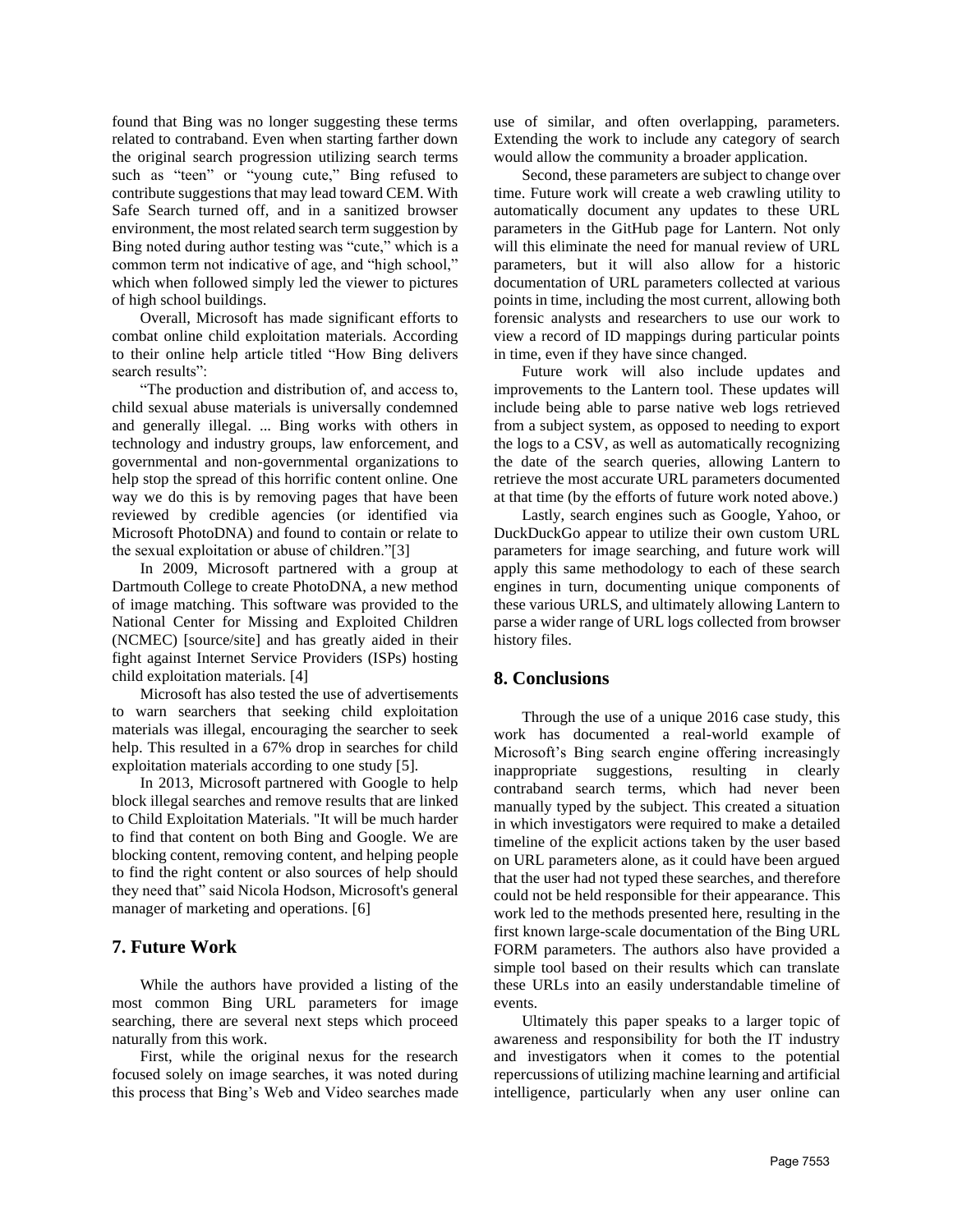found that Bing was no longer suggesting these terms related to contraband. Even when starting farther down the original search progression utilizing search terms such as “teen” or “young cute,” Bing refused to contribute suggestions that may lead toward CEM. With Safe Search turned off, and in a sanitized browser environment, the most related search term suggestion by Bing noted during author testing was “cute,” which is a common term not indicative of age, and “high school,” which when followed simply led the viewer to pictures of high school buildings.

Overall, Microsoft has made significant efforts to combat online child exploitation materials. According to their online help article titled “How Bing delivers search results”:

“The production and distribution of, and access to, child sexual abuse materials is universally condemned and generally illegal. ... Bing works with others in technology and industry groups, law enforcement, and governmental and non-governmental organizations to help stop the spread of this horrific content online. One way we do this is by removing pages that have been reviewed by credible agencies (or identified via Microsoft PhotoDNA) and found to contain or relate to the sexual exploitation or abuse of children.”[3]

In 2009, Microsoft partnered with a group at Dartmouth College to create PhotoDNA, a new method of image matching. This software was provided to the National Center for Missing and Exploited Children (NCMEC) [source/site] and has greatly aided in their fight against Internet Service Providers (ISPs) hosting child exploitation materials. [4]

Microsoft has also tested the use of advertisements to warn searchers that seeking child exploitation materials was illegal, encouraging the searcher to seek help. This resulted in a 67% drop in searches for child exploitation materials according to one study [5].

In 2013, Microsoft partnered with Google to help block illegal searches and remove results that are linked to Child Exploitation Materials. "It will be much harder to find that content on both Bing and Google. We are blocking content, removing content, and helping people to find the right content or also sources of help should they need that" said Nicola Hodson, Microsoft's general manager of marketing and operations. [6]

## 7. Future Work

While the authors have provided a listing of the most common Bing URL parameters for image searching, there are several next steps which proceed naturally from this work.

First, while the original nexus for the research focused solely on image searches, it was noted during this process that Bing’s Web and Video searches made use of similar, and often overlapping, parameters. Extending the work to include any category of search would allow the community a broader application.

Second, these parameters are subject to change over time. Future work will create a web crawling utility to automatically document any updates to these URL parameters in the GitHub page for Lantern. Not only will this eliminate the need for manual review of URL parameters, but it will also allow for a historic documentation of URL parameters collected at various points in time, including the most current, allowing both forensic analysts and researchers to use our work to view a record of ID mappings during particular points in time, even if they have since changed.

Future work will also include updates and improvements to the Lantern tool. These updates will include being able to parse native web logs retrieved from a subject system, as opposed to needing to export the logs to a CSV, as well as automatically recognizing the date of the search queries, allowing Lantern to retrieve the most accurate URL parameters documented at that time (by the efforts of future work noted above.)

Lastly, search engines such as Google, Yahoo, or DuckDuckGo appear to utilize their own custom URL parameters for image searching, and future work will apply this same methodology to each of these search engines in turn, documenting unique components of these various URLS, and ultimately allowing Lantern to parse a wider range of URL logs collected from browser history files.

## 8. Conclusions

Through the use of a unique 2016 case study, this work has documented a real-world example of Microsoft’s Bing search engine offering increasingly inappropriate suggestions, resulting in clearly contraband search terms, which had never been manually typed by the subject. This created a situation in which investigators were required to make a detailed timeline of the explicit actions taken by the user based on URL parameters alone, as it could have been argued that the user had not typed these searches, and therefore could not be held responsible for their appearance. This work led to the methods presented here, resulting in the first known large-scale documentation of the Bing URL FORM parameters. The authors also have provided a simple tool based on their results which can translate these URLs into an easily understandable timeline of events.

Ultimately this paper speaks to a larger topic of awareness and responsibility for both the IT industry and investigators when it comes to the potential repercussions of utilizing machine learning and artificial intelligence, particularly when any user online can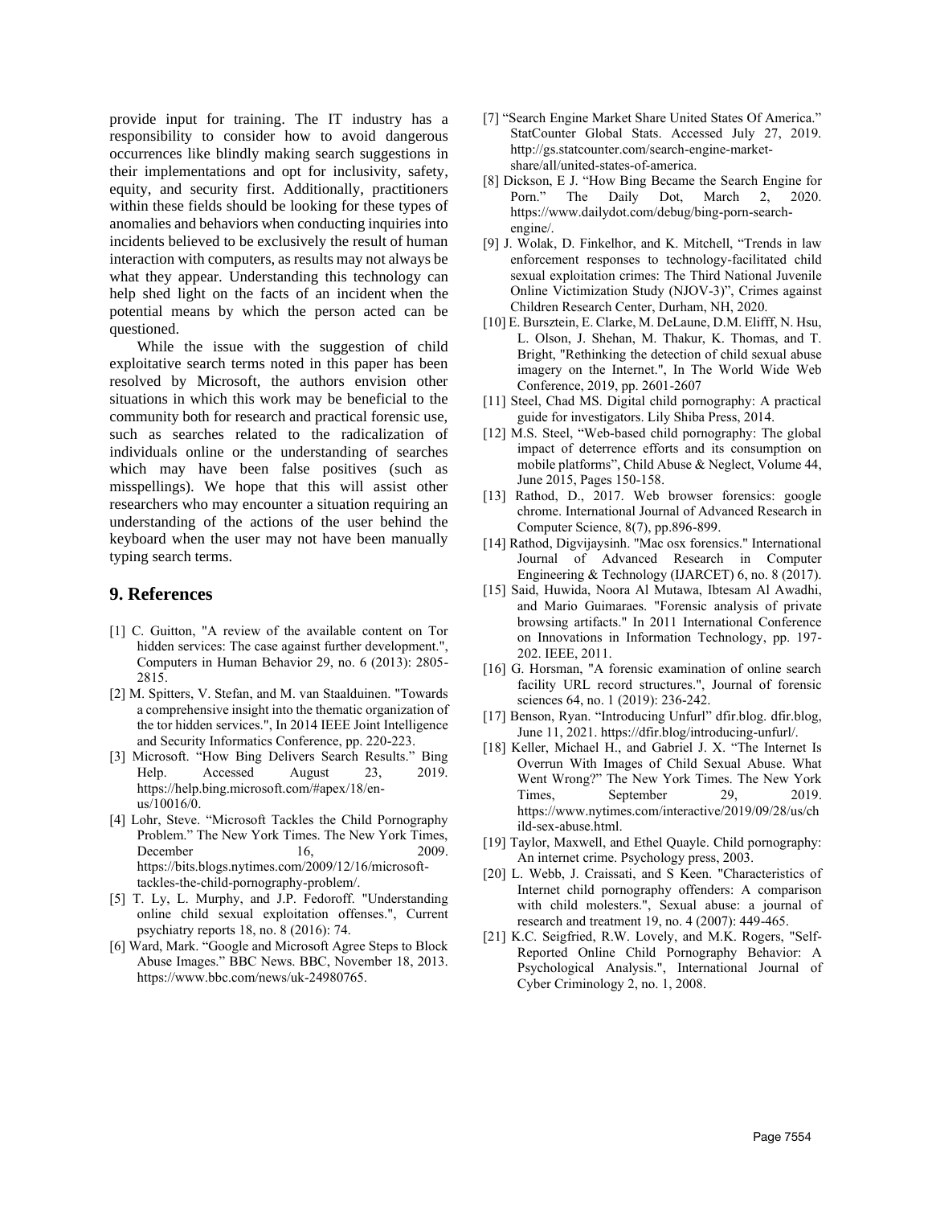provide input for training. The IT industry has a responsibility to consider how to avoid dangerous occurrences like blindly making search suggestions in their implementations and opt for inclusivity, safety, equity, and security first. Additionally, practitioners within these fields should be looking for these types of anomalies and behaviors when conducting inquiries into incidents believed to be exclusively the result of human interaction with computers, as results may not always be what they appear. Understanding this technology can help shed light on the facts of an incident when the potential means by which the person acted can be questioned.

While the issue with the suggestion of child exploitative search terms noted in this paper has been resolved by Microsoft, the authors envision other situations in which this work may be beneficial to the community both for research and practical forensic use, such as searches related to the radicalization of individuals online or the understanding of searches which may have been false positives (such as misspellings). We hope that this will assist other researchers who may encounter a situation requiring an understanding of the actions of the user behind the keyboard when the user may not have been manually typing search terms.

## 9. References

[1] C. Guitton, "A review of the available content on Tor hidden services: The case against further development.", Computers in Human Behavior 29, no. 6 (2013): 2805-2815.

[2] M. Spitters, V. Stefan, and M. van Staalduinen. "Towards a comprehensive insight into the thematic organization of the tor hidden services.", In 2014 IEEE Joint Intelligence and Security Informatics Conference, pp. 220-223.

[3] Microsoft. "How Bing Delivers Search Results." Bing Help. Accessed August 23, 2019. https://help.bing.microsoft.com/#apex/18/en-us/10016/0.

[4] Lohr, Steve. "Microsoft Tackles the Child Pornography Problem." The New York Times. The New York Times, December 16, 2009. https://bits.blogs.nytimes.com/2009/12/16/microsoft-tackles-the-child-pornography-problem/.

[5] T. Ly, L. Murphy, and J.P. Fedoroff. "Understanding online child sexual exploitation offenses.", Current psychiatry reports 18, no. 8 (2016): 74.

[6] Ward, Mark. "Google and Microsoft Agree Steps to Block Abuse Images." BBC News. BBC, November 18, 2013. https://www.bbc.com/news/uk-24980765.

[7] "Search Engine Market Share United States Of America." StatCounter Global Stats. Accessed July 27, 2019. http://gs.statcounter.com/search-engine-market-share/all/united-states-of-america.

[8] Dickson, E J. "How Bing Became the Search Engine for Porn." The Daily Dot, March 2, 2020. https://www.dailydot.com/debug/bing-porn-search-engine/.

[9] J. Wolak, D. Finkelhor, and K. Mitchell, "Trends in law enforcement responses to technology-facilitated child sexual exploitation crimes: The Third National Juvenile Online Victimization Study (NJOV-3)", Crimes against Children Research Center, Durham, NH, 2020.

[10] E. Bursztein, E. Clarke, M. DeLaune, D.M. Elifff, N. Hsu, L. Olson, J. Shehan, M. Thakur, K. Thomas, and T. Bright, "Rethinking the detection of child sexual abuse imagery on the Internet.", In The World Wide Web Conference, 2019, pp. 2601-2607

[11] Steel, Chad MS. Digital child pornography: A practical guide for investigators. Lily Shiba Press, 2014.

[12] M.S. Steel, "Web-based child pornography: The global impact of deterrence efforts and its consumption on mobile platforms", Child Abuse & Neglect, Volume 44, June 2015, Pages 150-158.

[13] Rathod, D., 2017. Web browser forensics: google chrome. International Journal of Advanced Research in Computer Science, 8(7), pp.896-899.

[14] Rathod, Digvijaysinh. "Mac osx forensics." International Journal of Advanced Research in Computer Engineering & Technology (IJARCET) 6, no. 8 (2017).

[15] Said, Huwida, Noora Al Mutawa, Ibtesam Al Awadhi, and Mario Guimaraes. "Forensic analysis of private browsing artifacts." In 2011 International Conference on Innovations in Information Technology, pp. 197-202. IEEE, 2011.

[16] G. Horsman, "A forensic examination of online search facility URL record structures.", Journal of forensic sciences 64, no. 1 (2019): 236-242.

[17] Benson, Ryan. "Introducing Unfurl" dfir.blog. dfir.blog, June 11, 2021. https://dfir.blog/introducing-unfurl/.

[18] Keller, Michael H., and Gabriel J. X. "The Internet Is Overrun With Images of Child Sexual Abuse. What Went Wrong?" The New York Times. The New York Times, September 29, 2019. https://www.nytimes.com/interactive/2019/09/28/us/child-sex-abuse.html.

[19] Taylor, Maxwell, and Ethel Quayle. Child pornography: An internet crime. Psychology press, 2003.

[20] L. Webb, J. Craissati, and S Keen. "Characteristics of Internet child pornography offenders: A comparison with child molesters.", Sexual abuse: a journal of research and treatment 19, no. 4 (2007): 449-465.

[21] K.C. Seigfried, R.W. Lovely, and M.K. Rogers, "Self-Reported Online Child Pornography Behavior: A Psychological Analysis.", International Journal of Cyber Criminology 2, no. 1, 2008.